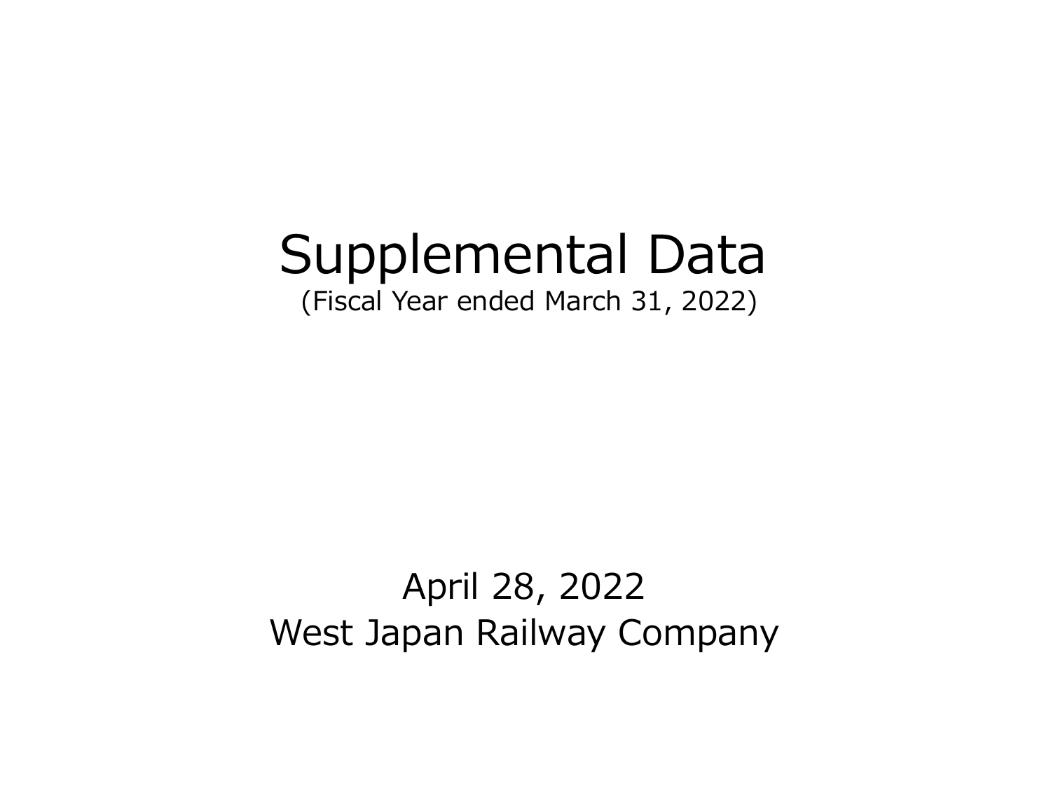# Supplemental Data

(Fiscal Year ended March 31, 2022)

April 28, 2022

West Japan Railway Company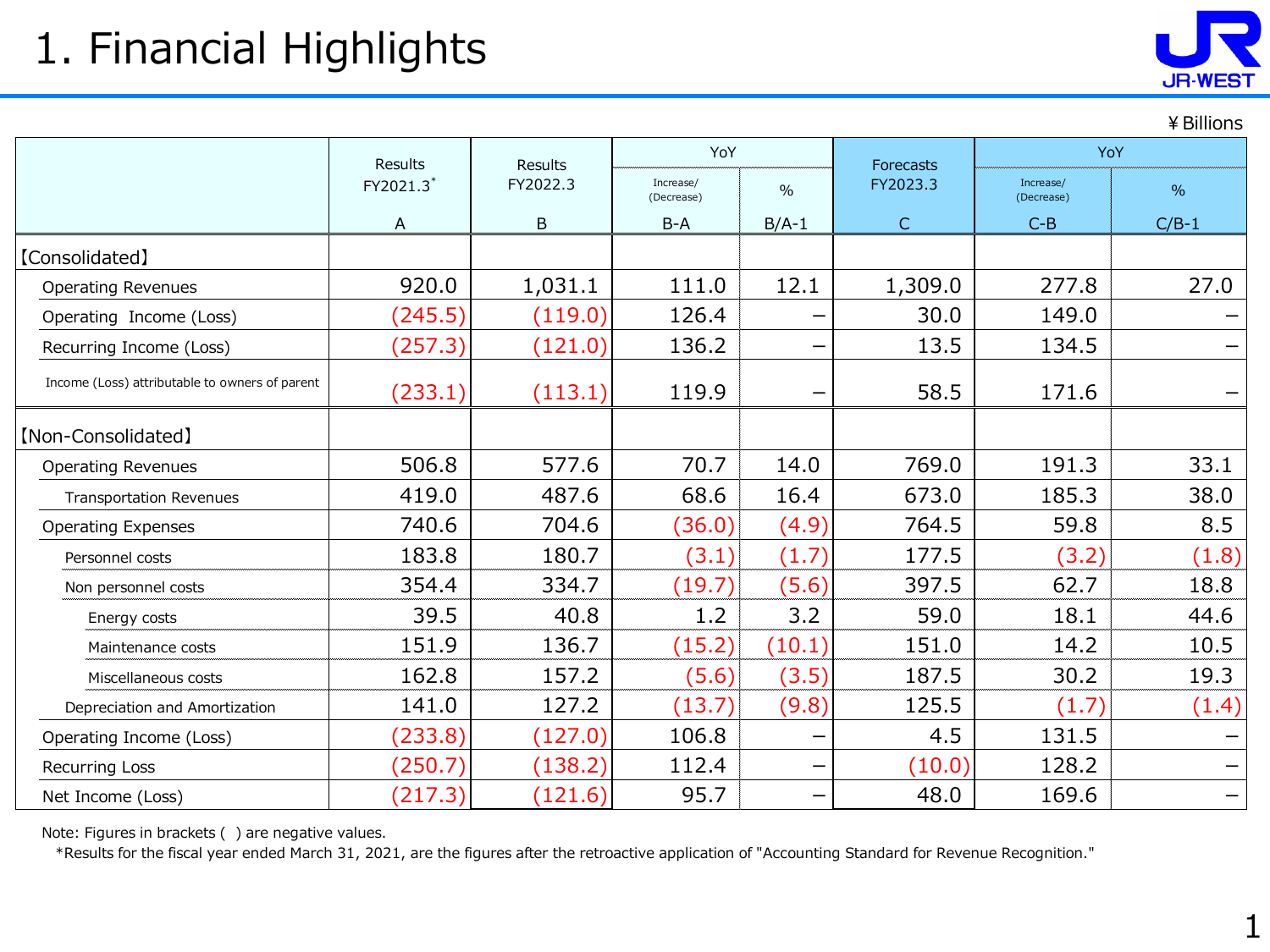# 1. Financial Highlights

¥Billions

| | Results FY2021.3* A | Results FY2022.3 B | YoY Increase/(Decrease) B-A | YoY % B/A-1 | Forecasts FY2023.3 C | YoY Increase/(Decrease) C-B | YoY % C/B-1 |
|---|---|---|---|---|---|---|---|
| 【Consolidated】 | | | | | | | |
| Operating Revenues | 920.0 | 1,031.1 | 111.0 | 12.1 | 1,309.0 | 277.8 | 27.0 |
| Operating Income (Loss) | (245.5) | (119.0) | 126.4 | – | 30.0 | 149.0 | – |
| Recurring Income (Loss) | (257.3) | (121.0) | 136.2 | – | 13.5 | 134.5 | – |
| Income (Loss) attributable to owners of parent | (233.1) | (113.1) | 119.9 | – | 58.5 | 171.6 | – |
| 【Non-Consolidated】 | | | | | | | |
| Operating Revenues | 506.8 | 577.6 | 70.7 | 14.0 | 769.0 | 191.3 | 33.1 |
| Transportation Revenues | 419.0 | 487.6 | 68.6 | 16.4 | 673.0 | 185.3 | 38.0 |
| Operating Expenses | 740.6 | 704.6 | (36.0) | (4.9) | 764.5 | 59.8 | 8.5 |
| Personnel costs | 183.8 | 180.7 | (3.1) | (1.7) | 177.5 | (3.2) | (1.8) |
| Non personnel costs | 354.4 | 334.7 | (19.7) | (5.6) | 397.5 | 62.7 | 18.8 |
| Energy costs | 39.5 | 40.8 | 1.2 | 3.2 | 59.0 | 18.1 | 44.6 |
| Maintenance costs | 151.9 | 136.7 | (15.2) | (10.1) | 151.0 | 14.2 | 10.5 |
| Miscellaneous costs | 162.8 | 157.2 | (5.6) | (3.5) | 187.5 | 30.2 | 19.3 |
| Depreciation and Amortization | 141.0 | 127.2 | (13.7) | (9.8) | 125.5 | (1.7) | (1.4) |
| Operating Income (Loss) | (233.8) | (127.0) | 106.8 | – | 4.5 | 131.5 | – |
| Recurring Loss | (250.7) | (138.2) | 112.4 | – | (10.0) | 128.2 | – |
| Net Income (Loss) | (217.3) | (121.6) | 95.7 | – | 48.0 | 169.6 | – |

Note: Figures in brackets ( ) are negative values.

*Results for the fiscal year ended March 31, 2021, are the figures after the retroactive application of "Accounting Standard for Revenue Recognition."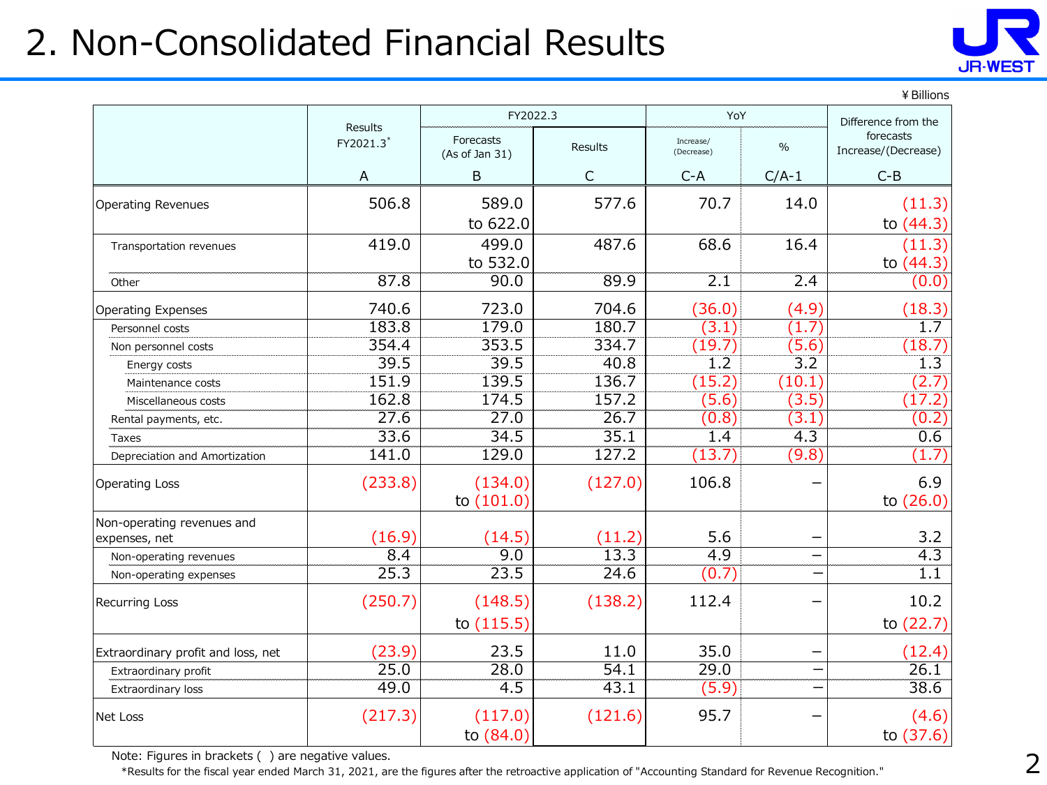# 2. Non-Consolidated Financial Results

¥Billions

| | Results FY2021.3* | FY2022.3 | | YoY | | Difference from the forecasts Increase/(Decrease) |
|---|---|---|---|---|---|---|
| | | Forecasts (As of Jan 31) | Results | Increase/ (Decrease) | % | |
| | A | B | C | C-A | C/A-1 | C-B |
| Operating Revenues | 506.8 | 589.0 to 622.0 | 577.6 | 70.7 | 14.0 | (11.3) to (44.3) |
| Transportation revenues | 419.0 | 499.0 to 532.0 | 487.6 | 68.6 | 16.4 | (11.3) to (44.3) |
| Other | 87.8 | 90.0 | 89.9 | 2.1 | 2.4 | (0.0) |
| Operating Expenses | 740.6 | 723.0 | 704.6 | (36.0) | (4.9) | (18.3) |
| Personnel costs | 183.8 | 179.0 | 180.7 | (3.1) | (1.7) | 1.7 |
| Non personnel costs | 354.4 | 353.5 | 334.7 | (19.7) | (5.6) | (18.7) |
| Energy costs | 39.5 | 39.5 | 40.8 | 1.2 | 3.2 | 1.3 |
| Maintenance costs | 151.9 | 139.5 | 136.7 | (15.2) | (10.1) | (2.7) |
| Miscellaneous costs | 162.8 | 174.5 | 157.2 | (5.6) | (3.5) | (17.2) |
| Rental payments, etc. | 27.6 | 27.0 | 26.7 | (0.8) | (3.1) | (0.2) |
| Taxes | 33.6 | 34.5 | 35.1 | 1.4 | 4.3 | 0.6 |
| Depreciation and Amortization | 141.0 | 129.0 | 127.2 | (13.7) | (9.8) | (1.7) |
| Operating Loss | (233.8) | (134.0) to (101.0) | (127.0) | 106.8 | – | 6.9 to (26.0) |
| Non-operating revenues and expenses, net | (16.9) | (14.5) | (11.2) | 5.6 | – | 3.2 |
| Non-operating revenues | 8.4 | 9.0 | 13.3 | 4.9 | – | 4.3 |
| Non-operating expenses | 25.3 | 23.5 | 24.6 | (0.7) | – | 1.1 |
| Recurring Loss | (250.7) | (148.5) to (115.5) | (138.2) | 112.4 | – | 10.2 to (22.7) |
| Extraordinary profit and loss, net | (23.9) | 23.5 | 11.0 | 35.0 | – | (12.4) |
| Extraordinary profit | 25.0 | 28.0 | 54.1 | 29.0 | – | 26.1 |
| Extraordinary loss | 49.0 | 4.5 | 43.1 | (5.9) | – | 38.6 |
| Net Loss | (217.3) | (117.0) to (84.0) | (121.6) | 95.7 | – | (4.6) to (37.6) |

Note: Figures in brackets ( ) are negative values.

*Results for the fiscal year ended March 31, 2021, are the figures after the retroactive application of "Accounting Standard for Revenue Recognition."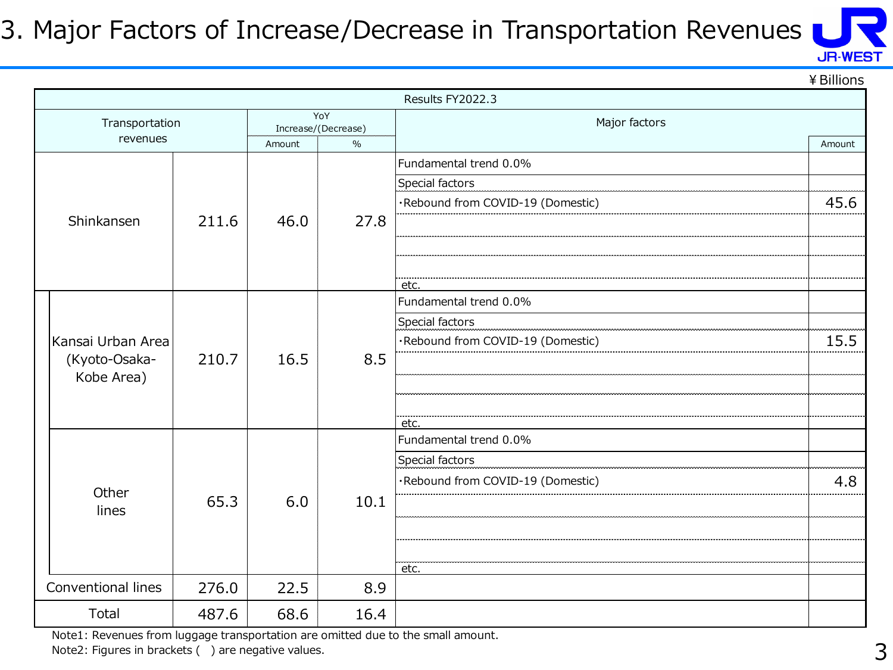# 3. Major Factors of Increase/Decrease in Transportation Revenues

¥Billions

| Results FY2022.3 | | | | | |
|---|---|---|---|---|---|
| Transportation revenues | | YoY Increase/(Decrease) | | Major factors | |
| | | Amount | % | | Amount |
| Shinkansen | 211.6 | 46.0 | 27.8 | Fundamental trend 0.0% | |
| | | | | Special factors | |
| | | | | ・Rebound from COVID-19 (Domestic) | 45.6 |
| | | | | etc. | |
| Kansai Urban Area (Kyoto-Osaka-Kobe Area) | 210.7 | 16.5 | 8.5 | Fundamental trend 0.0% | |
| | | | | Special factors | |
| | | | | ・Rebound from COVID-19 (Domestic) | 15.5 |
| | | | | etc. | |
| Other lines | 65.3 | 6.0 | 10.1 | Fundamental trend 0.0% | |
| | | | | Special factors | |
| | | | | ・Rebound from COVID-19 (Domestic) | 4.8 |
| | | | | etc. | |
| Conventional lines | 276.0 | 22.5 | 8.9 | | |
| Total | 487.6 | 68.6 | 16.4 | | |

Note1: Revenues from luggage transportation are omitted due to the small amount.
Note2: Figures in brackets ( ) are negative values.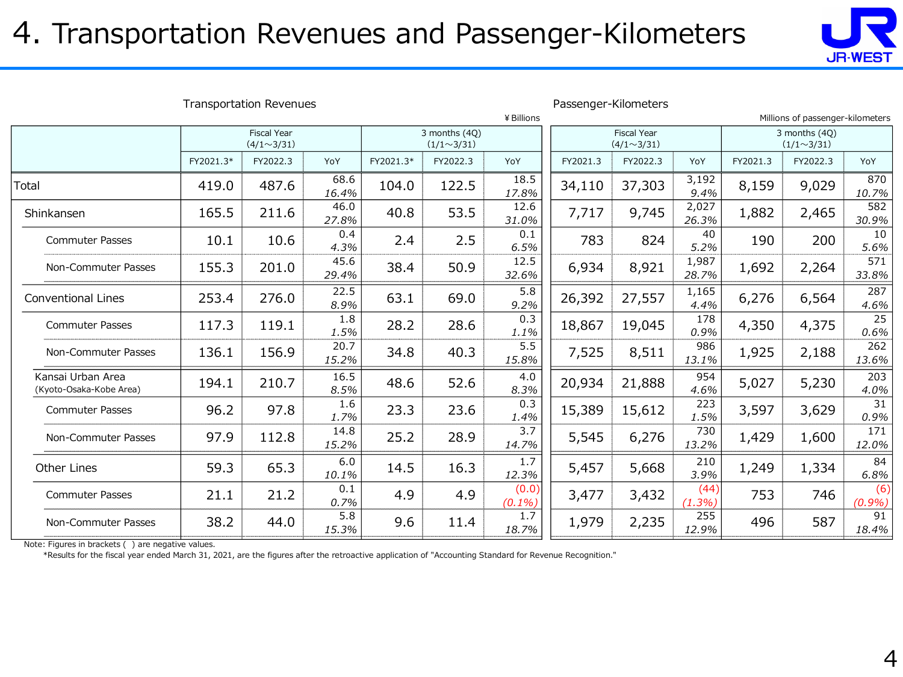# 4. Transportation Revenues and Passenger-Kilometers

Transportation Revenues (¥Billions)

| | Fiscal Year (4/1～3/31) | | | 3 months (4Q) (1/1～3/31) | | |
|---|---|---|---|---|---|---|
| | FY2021.3* | FY2022.3 | YoY | FY2021.3* | FY2022.3 | YoY |
| Total | 419.0 | 487.6 | 68.6 *16.4%* | 104.0 | 122.5 | 18.5 *17.8%* |
| Shinkansen | 165.5 | 211.6 | 46.0 *27.8%* | 40.8 | 53.5 | 12.6 *31.0%* |
| Commuter Passes | 10.1 | 10.6 | 0.4 *4.3%* | 2.4 | 2.5 | 0.1 *6.5%* |
| Non-Commuter Passes | 155.3 | 201.0 | 45.6 *29.4%* | 38.4 | 50.9 | 12.5 *32.6%* |
| Conventional Lines | 253.4 | 276.0 | 22.5 *8.9%* | 63.1 | 69.0 | 5.8 *9.2%* |
| Commuter Passes | 117.3 | 119.1 | 1.8 *1.5%* | 28.2 | 28.6 | 0.3 *1.1%* |
| Non-Commuter Passes | 136.1 | 156.9 | 20.7 *15.2%* | 34.8 | 40.3 | 5.5 *15.8%* |
| Kansai Urban Area (Kyoto-Osaka-Kobe Area) | 194.1 | 210.7 | 16.5 *8.5%* | 48.6 | 52.6 | 4.0 *8.3%* |
| Commuter Passes | 96.2 | 97.8 | 1.6 *1.7%* | 23.3 | 23.6 | 0.3 *1.4%* |
| Non-Commuter Passes | 97.9 | 112.8 | 14.8 *15.2%* | 25.2 | 28.9 | 3.7 *14.7%* |
| Other Lines | 59.3 | 65.3 | 6.0 *10.1%* | 14.5 | 16.3 | 1.7 *12.3%* |
| Commuter Passes | 21.1 | 21.2 | 0.1 *0.7%* | 4.9 | 4.9 | (0.0) *(0.1%)* |
| Non-Commuter Passes | 38.2 | 44.0 | 5.8 *15.3%* | 9.6 | 11.4 | 1.7 *18.7%* |

Passenger-Kilometers (Millions of passenger-kilometers)

| | Fiscal Year (4/1～3/31) | | | 3 months (4Q) (1/1～3/31) | | |
|---|---|---|---|---|---|---|
| | FY2021.3 | FY2022.3 | YoY | FY2021.3 | FY2022.3 | YoY |
| Total | 34,110 | 37,303 | 3,192 *9.4%* | 8,159 | 9,029 | 870 *10.7%* |
| Shinkansen | 7,717 | 9,745 | 2,027 *26.3%* | 1,882 | 2,465 | 582 *30.9%* |
| Commuter Passes | 783 | 824 | 40 *5.2%* | 190 | 200 | 10 *5.6%* |
| Non-Commuter Passes | 6,934 | 8,921 | 1,987 *28.7%* | 1,692 | 2,264 | 571 *33.8%* |
| Conventional Lines | 26,392 | 27,557 | 1,165 *4.4%* | 6,276 | 6,564 | 287 *4.6%* |
| Commuter Passes | 18,867 | 19,045 | 178 *0.9%* | 4,350 | 4,375 | 25 *0.6%* |
| Non-Commuter Passes | 7,525 | 8,511 | 986 *13.1%* | 1,925 | 2,188 | 262 *13.6%* |
| Kansai Urban Area (Kyoto-Osaka-Kobe Area) | 20,934 | 21,888 | 954 *4.6%* | 5,027 | 5,230 | 203 *4.0%* |
| Commuter Passes | 15,389 | 15,612 | 223 *1.5%* | 3,597 | 3,629 | 31 *0.9%* |
| Non-Commuter Passes | 5,545 | 6,276 | 730 *13.2%* | 1,429 | 1,600 | 171 *12.0%* |
| Other Lines | 5,457 | 5,668 | 210 *3.9%* | 1,249 | 1,334 | 84 *6.8%* |
| Commuter Passes | 3,477 | 3,432 | (44) *(1.3%)* | 753 | 746 | (6) *(0.9%)* |
| Non-Commuter Passes | 1,979 | 2,235 | 255 *12.9%* | 496 | 587 | 91 *18.4%* |

Note: Figures in brackets ( ) are negative values.

*Results for the fiscal year ended March 31, 2021, are the figures after the retroactive application of "Accounting Standard for Revenue Recognition."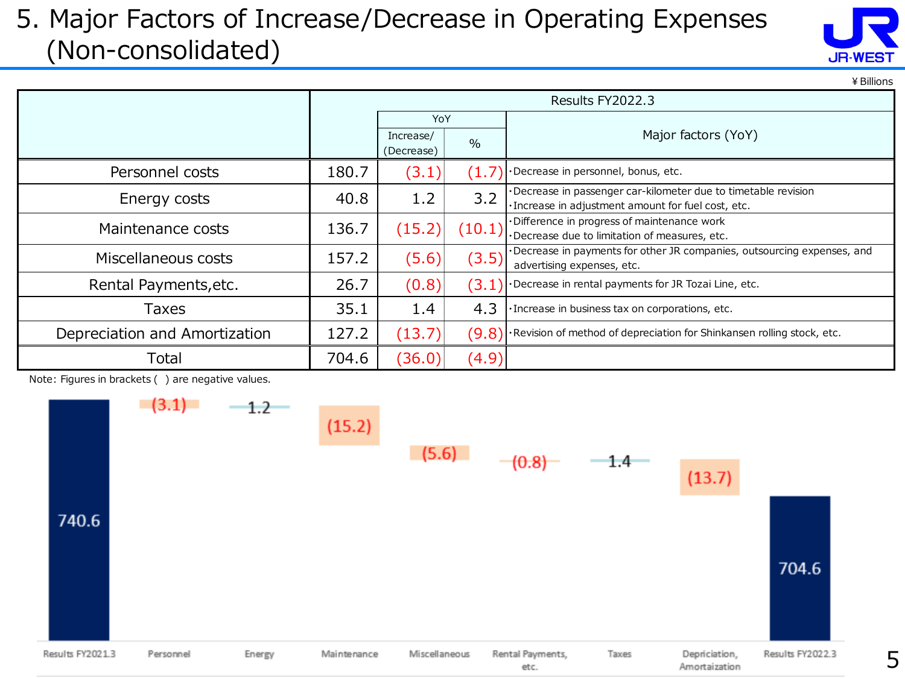# 5. Major Factors of Increase/Decrease in Operating Expenses (Non-consolidated)

¥ Billions

| | Results FY2022.3 | | | |
|---|---|---|---|---|
| | | YoY | | Major factors (YoY) |
| | | Increase/ (Decrease) | % | |
| Personnel costs | 180.7 | (3.1) | (1.7) | ・Decrease in personnel, bonus, etc. |
| Energy costs | 40.8 | 1.2 | 3.2 | ・Decrease in passenger car-kilometer due to timetable revision<br>・Increase in adjustment amount for fuel cost, etc. |
| Maintenance costs | 136.7 | (15.2) | (10.1) | ・Difference in progress of maintenance work<br>・Decrease due to limitation of measures, etc. |
| Miscellaneous costs | 157.2 | (5.6) | (3.5) | ・Decrease in payments for other JR companies, outsourcing expenses, and advertising expenses, etc. |
| Rental Payments,etc. | 26.7 | (0.8) | (3.1) | ・Decrease in rental payments for JR Tozai Line, etc. |
| Taxes | 35.1 | 1.4 | 4.3 | ・Increase in business tax on corporations, etc. |
| Depreciation and Amortization | 127.2 | (13.7) | (9.8) | ・Revision of method of depreciation for Shinkansen rolling stock, etc. |
| Total | 704.6 | (36.0) | (4.9) | |

Note: Figures in brackets ( ) are negative values.

| Results FY2021.3 | Personnel | Energy | Maintenance | Miscellaneous | Rental Payments, etc. | Taxes | Depriciation, Amortaization | Results FY2022.3 |
|---|---|---|---|---|---|---|---|---|
| 740.6 | (3.1) | 1.2 | (15.2) | (5.6) | (0.8) | 1.4 | (13.7) | 704.6 |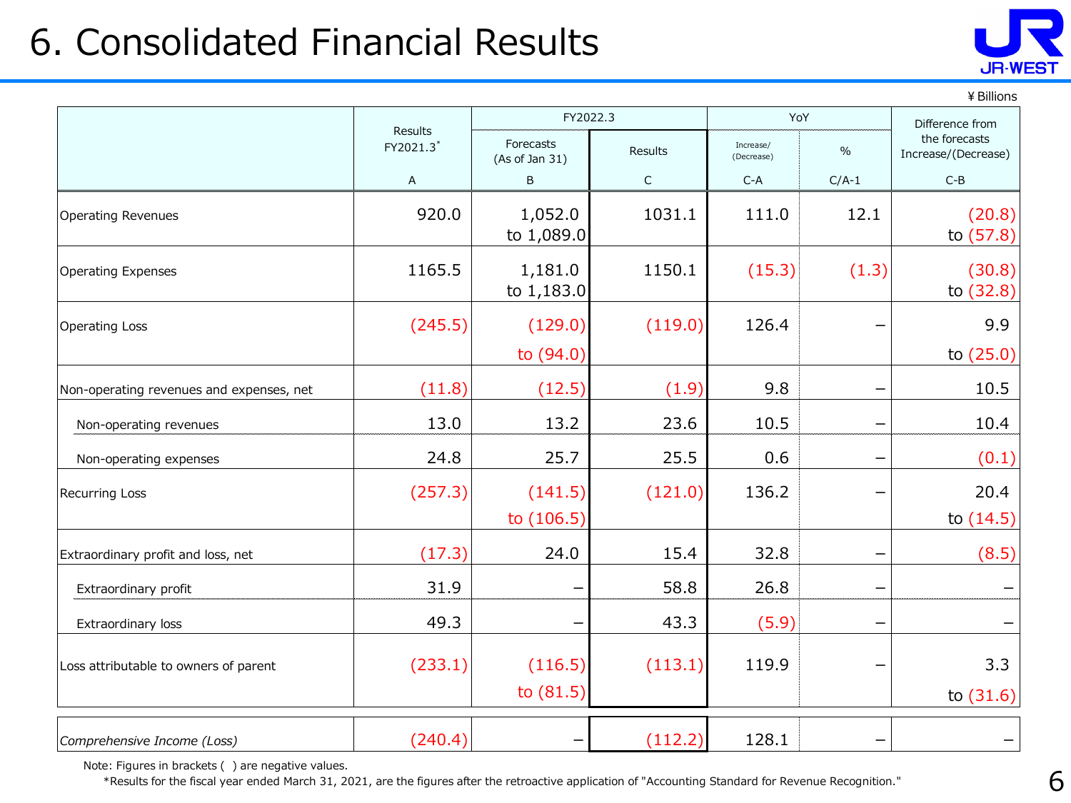# 6. Consolidated Financial Results

¥ Billions

| | Results FY2021.3* | FY2022.3 | | YoY | | Difference from the forecasts Increase/(Decrease) |
|---|---|---|---|---|---|---|
| | | Forecasts (As of Jan 31) | Results | Increase/(Decrease) | % | |
| | A | B | C | C-A | C/A-1 | C-B |
| Operating Revenues | 920.0 | 1,052.0 to 1,089.0 | 1031.1 | 111.0 | 12.1 | (20.8) to (57.8) |
| Operating Expenses | 1165.5 | 1,181.0 to 1,183.0 | 1150.1 | (15.3) | (1.3) | (30.8) to (32.8) |
| Operating Loss | (245.5) | (129.0) to (94.0) | (119.0) | 126.4 | – | 9.9 to (25.0) |
| Non-operating revenues and expenses, net | (11.8) | (12.5) | (1.9) | 9.8 | – | 10.5 |
| Non-operating revenues | 13.0 | 13.2 | 23.6 | 10.5 | – | 10.4 |
| Non-operating expenses | 24.8 | 25.7 | 25.5 | 0.6 | – | (0.1) |
| Recurring Loss | (257.3) | (141.5) to (106.5) | (121.0) | 136.2 | – | 20.4 to (14.5) |
| Extraordinary profit and loss, net | (17.3) | 24.0 | 15.4 | 32.8 | – | (8.5) |
| Extraordinary profit | 31.9 | – | 58.8 | 26.8 | – | – |
| Extraordinary loss | 49.3 | – | 43.3 | (5.9) | – | – |
| Loss attributable to owners of parent | (233.1) | (116.5) to (81.5) | (113.1) | 119.9 | – | 3.3 to (31.6) |
| *Comprehensive Income (Loss)* | (240.4) | – | (112.2) | 128.1 | – | – |

Note: Figures in brackets ( ) are negative values.

*Results for the fiscal year ended March 31, 2021, are the figures after the retroactive application of "Accounting Standard for Revenue Recognition."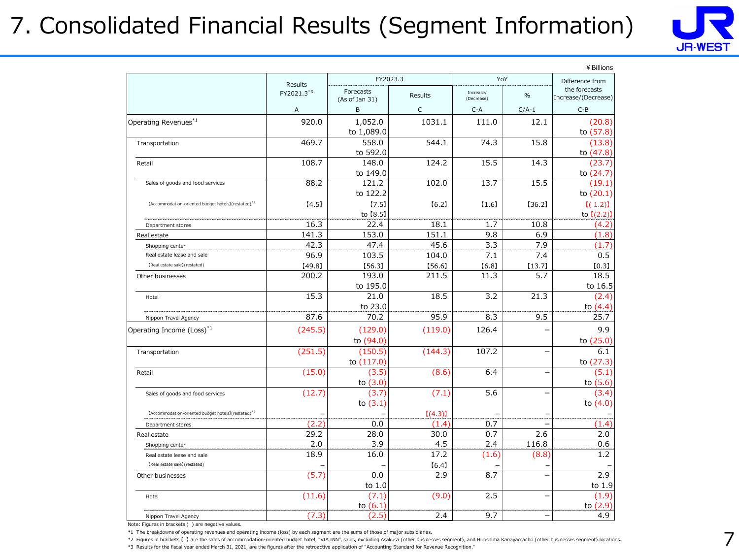# 7. Consolidated Financial Results (Segment Information)

¥Billions

| | Results FY2021.3[*3] | FY2023.3 | | YoY | | Difference from the forecasts Increase/(Decrease) |
|---|---|---|---|---|---|---|
| | | Forecasts (As of Jan 31) | Results | Increase/(Decrease) | % | |
| | A | B | C | C-A | C/A-1 | C-B |
| Operating Revenues[*1] | 920.0 | 1,052.0 to 1,089.0 | 1031.1 | 111.0 | 12.1 | (20.8) to (57.8) |
| Transportation | 469.7 | 558.0 to 592.0 | 544.1 | 74.3 | 15.8 | (13.8) to (47.8) |
| Retail | 108.7 | 148.0 to 149.0 | 124.2 | 15.5 | 14.3 | (23.7) to (24.7) |
| Sales of goods and food services | 88.2 | 121.2 to 122.2 | 102.0 | 13.7 | 15.5 | (19.1) to (20.1) |
| 【Accommodation-oriented budget hotels】(restated)[*2] | 【4.5】 | 【7.5】 to 【8.5】 | 【6.2】 | 【1.6】 | 【36.2】 | 【( 1.2)】 to 【(2.2)】 |
| Department stores | 16.3 | 22.4 | 18.1 | 1.7 | 10.8 | (4.2) |
| Real estate | 141.3 | 153.0 | 151.1 | 9.8 | 6.9 | (1.8) |
| Shopping center | 42.3 | 47.4 | 45.6 | 3.3 | 7.9 | (1.7) |
| Real estate lease and sale | 96.9 | 103.5 | 104.0 | 7.1 | 7.4 | 0.5 |
| 【Real estate sale】(restated) | 【49.8】 | 【56.3】 | 【56.6】 | 【6.8】 | 【13.7】 | 【0.3】 |
| Other businesses | 200.2 | 193.0 to 195.0 | 211.5 | 11.3 | 5.7 | 18.5 to 16.5 |
| Hotel | 15.3 | 21.0 to 23.0 | 18.5 | 3.2 | 21.3 | (2.4) to (4.4) |
| Nippon Travel Agency | 87.6 | 70.2 | 95.9 | 8.3 | 9.5 | 25.7 |
| Operating Income (Loss)[*1] | (245.5) | (129.0) to (94.0) | (119.0) | 126.4 | – | 9.9 to (25.0) |
| Transportation | (251.5) | (150.5) to (117.0) | (144.3) | 107.2 | – | 6.1 to (27.3) |
| Retail | (15.0) | (3.5) to (3.0) | (8.6) | 6.4 | – | (5.1) to (5.6) |
| Sales of goods and food services | (12.7) | (3.7) to (3.1) | (7.1) | 5.6 | – | (3.4) to (4.0) |
| 【Accommodation-oriented budget hotels】(restated)[*2] | – | – | 【(4.3)】 | – | – | – |
| Department stores | (2.2) | 0.0 | (1.4) | 0.7 | – | (1.4) |
| Real estate | 29.2 | 28.0 | 30.0 | 0.7 | 2.6 | 2.0 |
| Shopping center | 2.0 | 3.9 | 4.5 | 2.4 | 116.8 | 0.6 |
| Real estate lease and sale | 18.9 | 16.0 | 17.2 | (1.6) | (8.8) | 1.2 |
| 【Real estate sale】(restated) | – | – | 【6.4】 | – | – | – |
| Other businesses | (5.7) | 0.0 to 1.0 | 2.9 | 8.7 | – | 2.9 to 1.9 |
| Hotel | (11.6) | (7.1) to (6.1) | (9.0) | 2.5 | – | (1.9) to (2.9) |
| Nippon Travel Agency | (7.3) | (2.5) | 2.4 | 9.7 | – | 4.9 |

Note: Figures in brackets ( ) are negative values.

*1 The breakdowns of operating revenues and operating income (loss) by each segment are the sums of those of major subsidiaries.

*2 Figures in brackets 【 】 are the sales of accommodation-oriented budget hotel, "VIA INN", sales, excluding Asakusa (other businesses segment), and Hiroshima Kanayamacho (other businesses segment) locations.

*3 Results for the fiscal year ended March 31, 2021, are the figures after the retroactive application of "Accounting Standard for Revenue Recognition."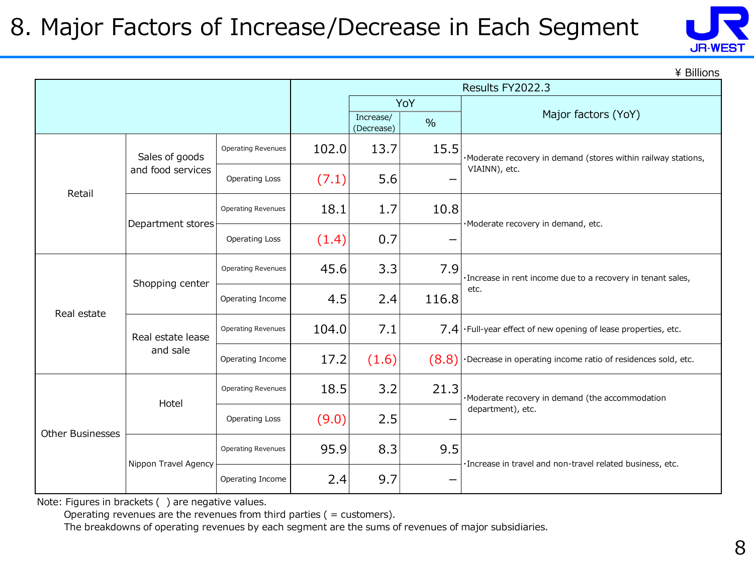# 8. Major Factors of Increase/Decrease in Each Segment

¥ Billions

| | | | Results FY2022.3 | YoY | | Major factors (YoY) |
|---|---|---|---|---|---|---|
| | | | | Increase/ (Decrease) | % | |
| Retail | Sales of goods and food services | Operating Revenues | 102.0 | 13.7 | 15.5 | ・Moderate recovery in demand (stores within railway stations, VIAINN), etc. |
| | | Operating Loss | (7.1) | 5.6 | – | |
| | Department stores | Operating Revenues | 18.1 | 1.7 | 10.8 | ・Moderate recovery in demand, etc. |
| | | Operating Loss | (1.4) | 0.7 | – | |
| Real estate | Shopping center | Operating Revenues | 45.6 | 3.3 | 7.9 | ・Increase in rent income due to a recovery in tenant sales, etc. |
| | | Operating Income | 4.5 | 2.4 | 116.8 | |
| | Real estate lease and sale | Operating Revenues | 104.0 | 7.1 | 7.4 | ・Full-year effect of new opening of lease properties, etc. |
| | | Operating Income | 17.2 | (1.6) | (8.8) | ・Decrease in operating income ratio of residences sold, etc. |
| Other Businesses | Hotel | Operating Revenues | 18.5 | 3.2 | 21.3 | ・Moderate recovery in demand (the accommodation department), etc. |
| | | Operating Loss | (9.0) | 2.5 | – | |
| | Nippon Travel Agency | Operating Revenues | 95.9 | 8.3 | 9.5 | ・Increase in travel and non-travel related business, etc. |
| | | Operating Income | 2.4 | 9.7 | – | |

Note: Figures in brackets ( ) are negative values.
Operating revenues are the revenues from third parties ( = customers).
The breakdowns of operating revenues by each segment are the sums of revenues of major subsidiaries.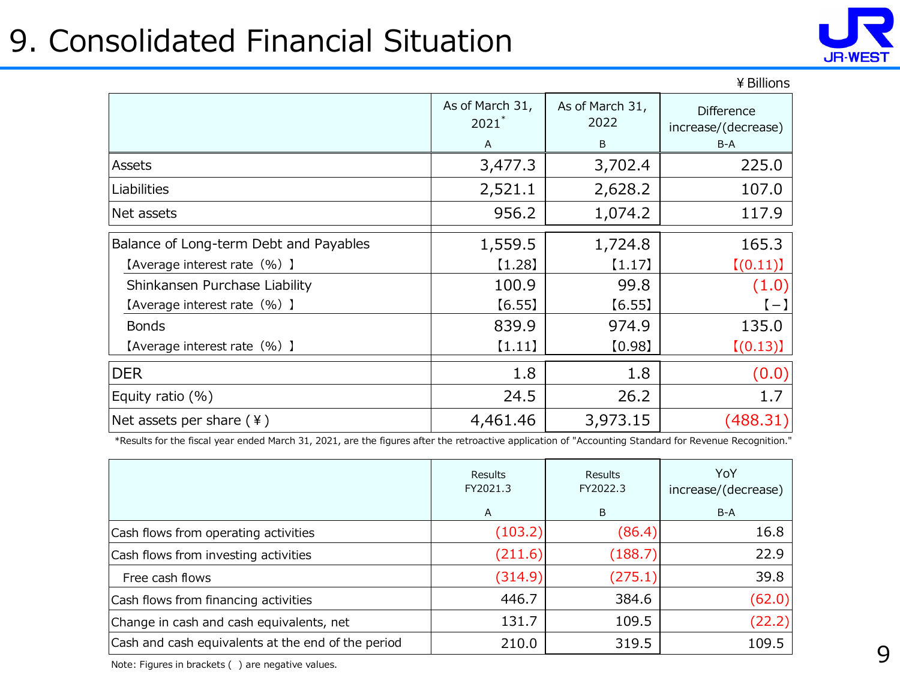# 9. Consolidated Financial Situation

¥Billions

| | As of March 31, 2021* A | As of March 31, 2022 B | Difference increase/(decrease) B-A |
|---|---|---|---|
| Assets | 3,477.3 | 3,702.4 | 225.0 |
| Liabilities | 2,521.1 | 2,628.2 | 107.0 |
| Net assets | 956.2 | 1,074.2 | 117.9 |
| Balance of Long-term Debt and Payables | 1,559.5 | 1,724.8 | 165.3 |
| 【Average interest rate（%）】 | 【1.28】 | 【1.17】 | 【(0.11)】 |
| Shinkansen Purchase Liability | 100.9 | 99.8 | (1.0) |
| 【Average interest rate（%）】 | 【6.55】 | 【6.55】 | 【−】 |
| Bonds | 839.9 | 974.9 | 135.0 |
| 【Average interest rate（%）】 | 【1.11】 | 【0.98】 | 【(0.13)】 |
| DER | 1.8 | 1.8 | (0.0) |
| Equity ratio (%) | 24.5 | 26.2 | 1.7 |
| Net assets per share (¥) | 4,461.46 | 3,973.15 | (488.31) |

*Results for the fiscal year ended March 31, 2021, are the figures after the retroactive application of "Accounting Standard for Revenue Recognition."

| | Results FY2021.3 A | Results FY2022.3 B | YoY increase/(decrease) B-A |
|---|---|---|---|
| Cash flows from operating activities | (103.2) | (86.4) | 16.8 |
| Cash flows from investing activities | (211.6) | (188.7) | 22.9 |
| Free cash flows | (314.9) | (275.1) | 39.8 |
| Cash flows from financing activities | 446.7 | 384.6 | (62.0) |
| Change in cash and cash equivalents, net | 131.7 | 109.5 | (22.2) |
| Cash and cash equivalents at the end of the period | 210.0 | 319.5 | 109.5 |

Note: Figures in brackets ( ) are negative values.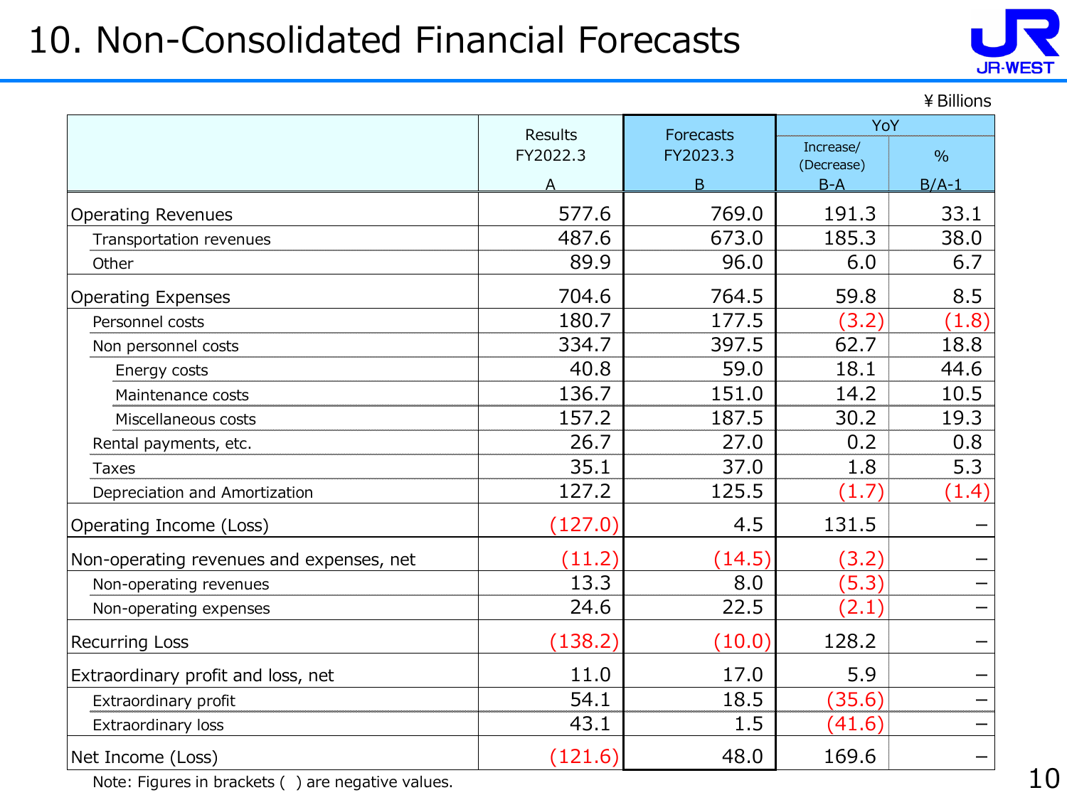# 10. Non-Consolidated Financial Forecasts

¥ Billions

| | Results FY2022.3 A | Forecasts FY2023.3 B | YoY Increase/ (Decrease) B-A | YoY % B/A-1 |
|---|---|---|---|---|
| Operating Revenues | 577.6 | 769.0 | 191.3 | 33.1 |
| Transportation revenues | 487.6 | 673.0 | 185.3 | 38.0 |
| Other | 89.9 | 96.0 | 6.0 | 6.7 |
| Operating Expenses | 704.6 | 764.5 | 59.8 | 8.5 |
| Personnel costs | 180.7 | 177.5 | (3.2) | (1.8) |
| Non personnel costs | 334.7 | 397.5 | 62.7 | 18.8 |
| Energy costs | 40.8 | 59.0 | 18.1 | 44.6 |
| Maintenance costs | 136.7 | 151.0 | 14.2 | 10.5 |
| Miscellaneous costs | 157.2 | 187.5 | 30.2 | 19.3 |
| Rental payments, etc. | 26.7 | 27.0 | 0.2 | 0.8 |
| Taxes | 35.1 | 37.0 | 1.8 | 5.3 |
| Depreciation and Amortization | 127.2 | 125.5 | (1.7) | (1.4) |
| Operating Income (Loss) | (127.0) | 4.5 | 131.5 | – |
| Non-operating revenues and expenses, net | (11.2) | (14.5) | (3.2) | – |
| Non-operating revenues | 13.3 | 8.0 | (5.3) | – |
| Non-operating expenses | 24.6 | 22.5 | (2.1) | – |
| Recurring Loss | (138.2) | (10.0) | 128.2 | – |
| Extraordinary profit and loss, net | 11.0 | 17.0 | 5.9 | – |
| Extraordinary profit | 54.1 | 18.5 | (35.6) | – |
| Extraordinary loss | 43.1 | 1.5 | (41.6) | – |
| Net Income (Loss) | (121.6) | 48.0 | 169.6 | – |

Note: Figures in brackets ( ) are negative values.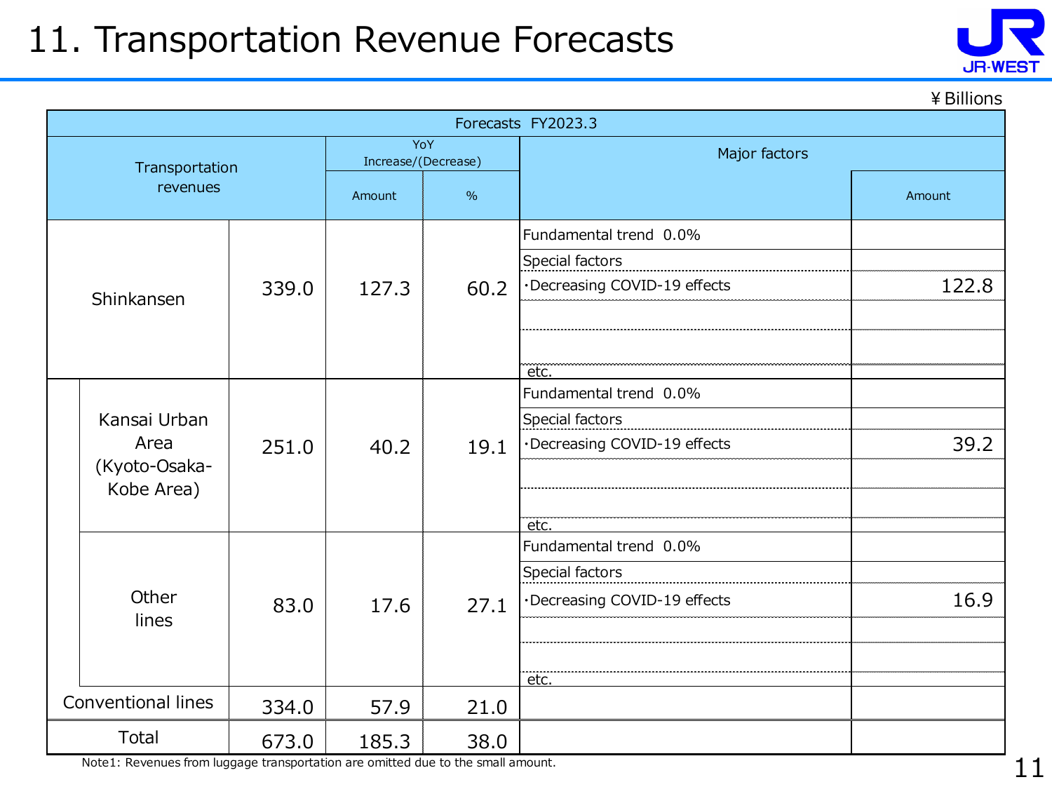# 11. Transportation Revenue Forecasts

¥Billions

| Transportation revenues | | Forecasts FY2023.3 | YoY Increase/(Decrease) Amount | YoY Increase/(Decrease) % | Major factors | Major factors Amount |
|---|---|---|---|---|---|---|
| Shinkansen | | 339.0 | 127.3 | 60.2 | Fundamental trend 0.0% | |
| | | | | | Special factors | |
| | | | | | ・Decreasing COVID-19 effects | 122.8 |
| | | | | | etc. | |
| | Kansai Urban Area (Kyoto-Osaka-Kobe Area) | 251.0 | 40.2 | 19.1 | Fundamental trend 0.0% | |
| | | | | | Special factors | |
| | | | | | ・Decreasing COVID-19 effects | 39.2 |
| | | | | | etc. | |
| | Other lines | 83.0 | 17.6 | 27.1 | Fundamental trend 0.0% | |
| | | | | | Special factors | |
| | | | | | ・Decreasing COVID-19 effects | 16.9 |
| | | | | | etc. | |
| Conventional lines | | 334.0 | 57.9 | 21.0 | | |
| Total | | 673.0 | 185.3 | 38.0 | | |

Note1: Revenues from luggage transportation are omitted due to the small amount.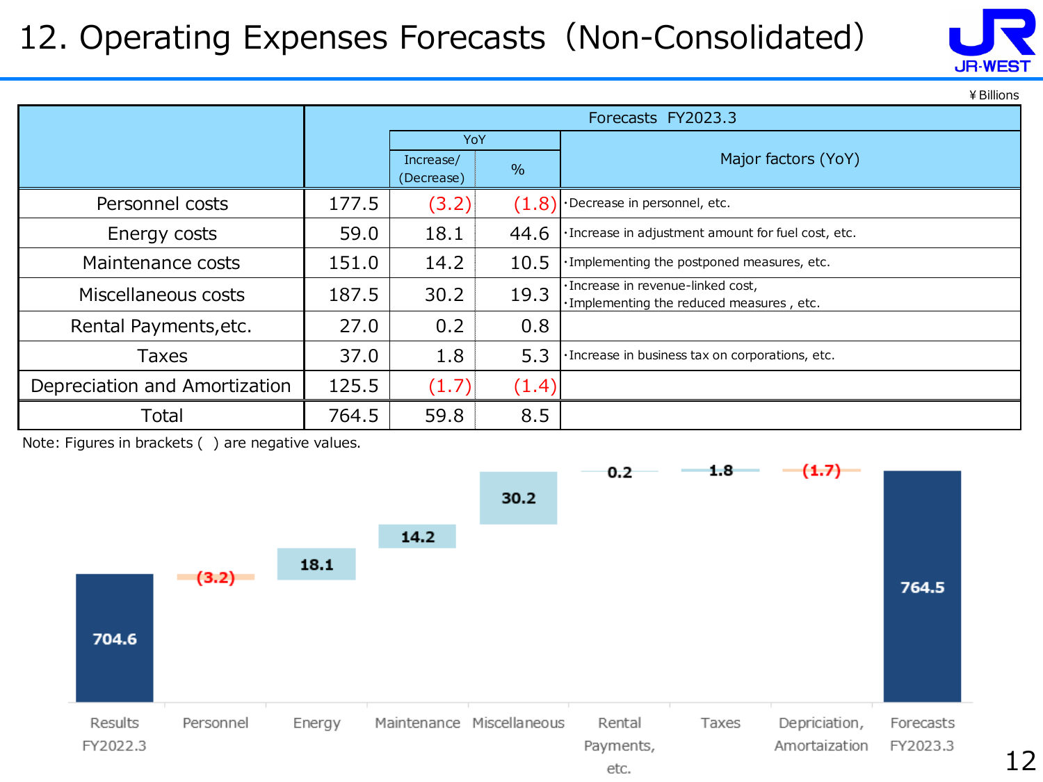# 12. Operating Expenses Forecasts（Non-Consolidated）

¥Billions

| | Forecasts FY2023.3 | | | |
|---|---|---|---|---|
| | | YoY | | Major factors (YoY) |
| | | Increase/ (Decrease) | % | |
| Personnel costs | 177.5 | (3.2) | (1.8) | ･Decrease in personnel, etc. |
| Energy costs | 59.0 | 18.1 | 44.6 | ･Increase in adjustment amount for fuel cost, etc. |
| Maintenance costs | 151.0 | 14.2 | 10.5 | ･Implementing the postponed measures, etc. |
| Miscellaneous costs | 187.5 | 30.2 | 19.3 | ･Increase in revenue-linked cost, ･Implementing the reduced measures , etc. |
| Rental Payments,etc. | 27.0 | 0.2 | 0.8 | |
| Taxes | 37.0 | 1.8 | 5.3 | ･Increase in business tax on corporations, etc. |
| Depreciation and Amortization | 125.5 | (1.7) | (1.4) | |
| Total | 764.5 | 59.8 | 8.5 | |

Note: Figures in brackets ( ) are negative values.

| Results FY2022.3 | Personnel | Energy | Maintenance | Miscellaneous | Rental Payments, etc. | Taxes | Depriciation, Amortaization | Forecasts FY2023.3 |
|---|---|---|---|---|---|---|---|---|
| 704.6 | (3.2) | 18.1 | 14.2 | 30.2 | 0.2 | 1.8 | (1.7) | 764.5 |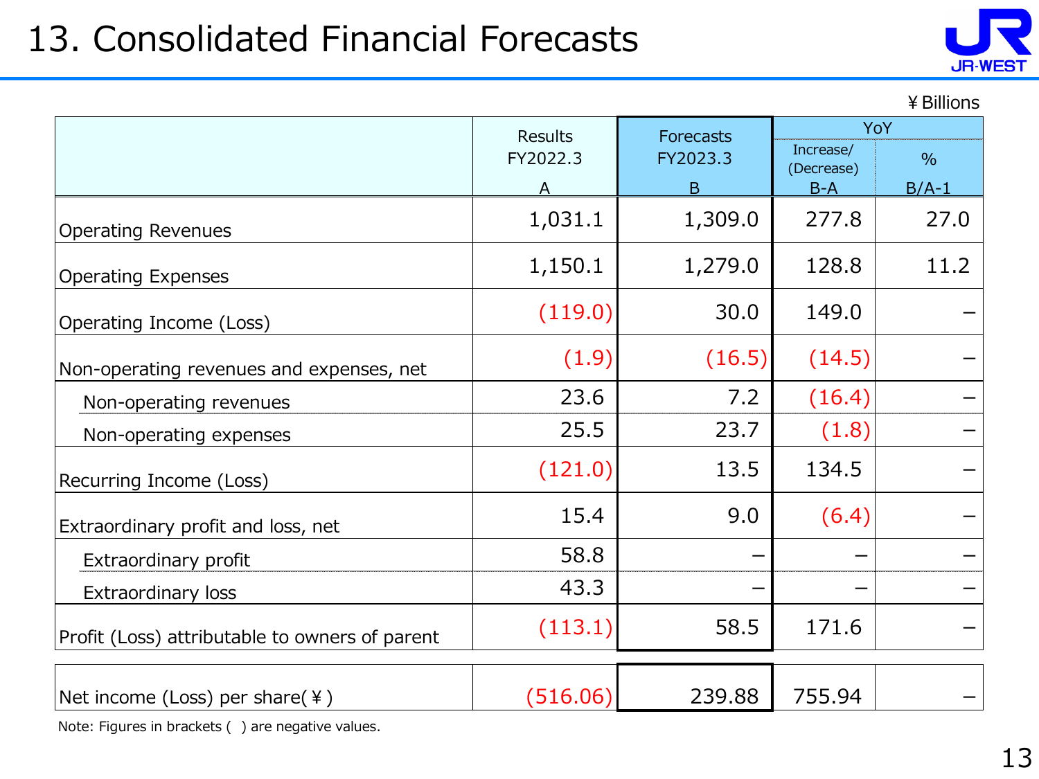# 13. Consolidated Financial Forecasts

¥ Billions

| | Results FY2022.3 A | Forecasts FY2023.3 B | YoY Increase/ (Decrease) B-A | YoY % B/A-1 |
|---|---|---|---|---|
| Operating Revenues | 1,031.1 | 1,309.0 | 277.8 | 27.0 |
| Operating Expenses | 1,150.1 | 1,279.0 | 128.8 | 11.2 |
| Operating Income (Loss) | (119.0) | 30.0 | 149.0 | – |
| Non-operating revenues and expenses, net | (1.9) | (16.5) | (14.5) | – |
| Non-operating revenues | 23.6 | 7.2 | (16.4) | – |
| Non-operating expenses | 25.5 | 23.7 | (1.8) | – |
| Recurring Income (Loss) | (121.0) | 13.5 | 134.5 | – |
| Extraordinary profit and loss, net | 15.4 | 9.0 | (6.4) | – |
| Extraordinary profit | 58.8 | – | – | – |
| Extraordinary loss | 43.3 | – | – | – |
| Profit (Loss) attributable to owners of parent | (113.1) | 58.5 | 171.6 | – |
| Net income (Loss) per share(¥) | (516.06) | 239.88 | 755.94 | – |

Note: Figures in brackets ( ) are negative values.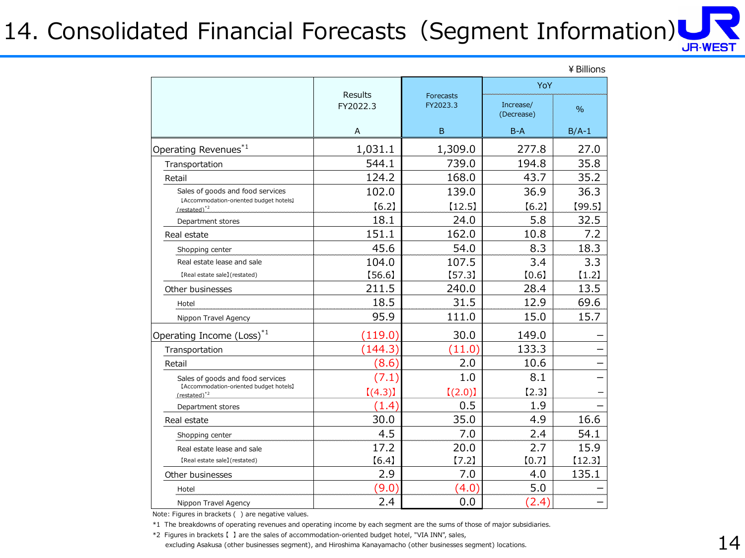# 14. Consolidated Financial Forecasts（Segment Information）

¥Billions

| | Results FY2022.3 | Forecasts FY2023.3 | YoY | |
|---|---|---|---|---|
| | | | Increase/ (Decrease) | % |
| | A | B | B-A | B/A-1 |
| Operating Revenues[*1] | 1,031.1 | 1,309.0 | 277.8 | 27.0 |
| Transportation | 544.1 | 739.0 | 194.8 | 35.8 |
| Retail | 124.2 | 168.0 | 43.7 | 35.2 |
| Sales of goods and food services | 102.0 | 139.0 | 36.9 | 36.3 |
| 【Accommodation-oriented budget hotels】(restated)[*2] | 【6.2】 | 【12.5】 | 【6.2】 | 【99.5】 |
| Department stores | 18.1 | 24.0 | 5.8 | 32.5 |
| Real estate | 151.1 | 162.0 | 10.8 | 7.2 |
| Shopping center | 45.6 | 54.0 | 8.3 | 18.3 |
| Real estate lease and sale | 104.0 | 107.5 | 3.4 | 3.3 |
| 【Real estate sale】(restated) | 【56.6】 | 【57.3】 | 【0.6】 | 【1.2】 |
| Other businesses | 211.5 | 240.0 | 28.4 | 13.5 |
| Hotel | 18.5 | 31.5 | 12.9 | 69.6 |
| Nippon Travel Agency | 95.9 | 111.0 | 15.0 | 15.7 |
| Operating Income (Loss)[*1] | (119.0) | 30.0 | 149.0 | – |
| Transportation | (144.3) | (11.0) | 133.3 | – |
| Retail | (8.6) | 2.0 | 10.6 | – |
| Sales of goods and food services | (7.1) | 1.0 | 8.1 | – |
| 【Accommodation-oriented budget hotels】(restated)[*2] | 【(4.3)】 | 【(2.0)】 | 【2.3】 | – |
| Department stores | (1.4) | 0.5 | 1.9 | – |
| Real estate | 30.0 | 35.0 | 4.9 | 16.6 |
| Shopping center | 4.5 | 7.0 | 2.4 | 54.1 |
| Real estate lease and sale | 17.2 | 20.0 | 2.7 | 15.9 |
| 【Real estate sale】(restated) | 【6.4】 | 【7.2】 | 【0.7】 | 【12.3】 |
| Other businesses | 2.9 | 7.0 | 4.0 | 135.1 |
| Hotel | (9.0) | (4.0) | 5.0 | – |
| Nippon Travel Agency | 2.4 | 0.0 | (2.4) | – |

Note: Figures in brackets ( ) are negative values.

*1 The breakdowns of operating revenues and operating income by each segment are the sums of those of major subsidiaries.

*2 Figures in brackets【 】are the sales of accommodation-oriented budget hotel, "VIA INN", sales, excluding Asakusa (other businesses segment), and Hiroshima Kanayamacho (other businesses segment) locations.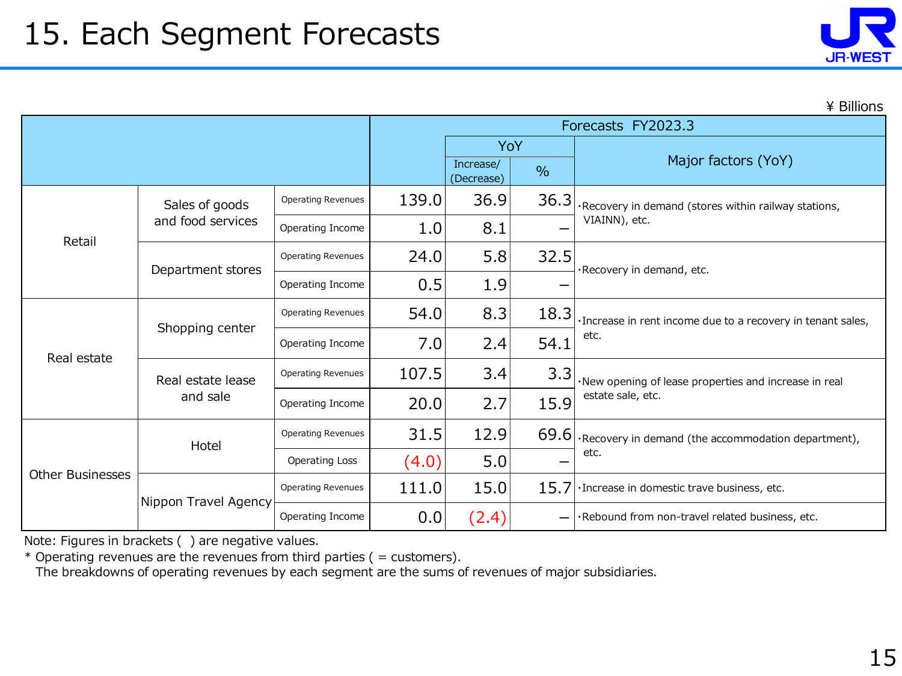# 15. Each Segment Forecasts

¥ Billions

| | | | Forecasts FY2023.3 | | | |
|---|---|---|---|---|---|---|
| | | | | YoY | | Major factors (YoY) |
| | | | | Increase/ (Decrease) | % | |
| Retail | Sales of goods and food services | Operating Revenues | 139.0 | 36.9 | 36.3 | ·Recovery in demand (stores within railway stations, VIAINN), etc. |
| | | Operating Income | 1.0 | 8.1 | – | |
| | Department stores | Operating Revenues | 24.0 | 5.8 | 32.5 | ·Recovery in demand, etc. |
| | | Operating Income | 0.5 | 1.9 | – | |
| Real estate | Shopping center | Operating Revenues | 54.0 | 8.3 | 18.3 | ·Increase in rent income due to a recovery in tenant sales, etc. |
| | | Operating Income | 7.0 | 2.4 | 54.1 | |
| | Real estate lease and sale | Operating Revenues | 107.5 | 3.4 | 3.3 | ·New opening of lease properties and increase in real estate sale, etc. |
| | | Operating Income | 20.0 | 2.7 | 15.9 | |
| Other Businesses | Hotel | Operating Revenues | 31.5 | 12.9 | 69.6 | ·Recovery in demand (the accommodation department), etc. |
| | | Operating Loss | (4.0) | 5.0 | – | |
| | Nippon Travel Agency | Operating Revenues | 111.0 | 15.0 | 15.7 | ·Increase in domestic trave business, etc. |
| | | Operating Income | 0.0 | (2.4) | – | ·Rebound from non-travel related business, etc. |

Note: Figures in brackets ( ) are negative values.

\* Operating revenues are the revenues from third parties ( = customers).
The breakdowns of operating revenues by each segment are the sums of revenues of major subsidiaries.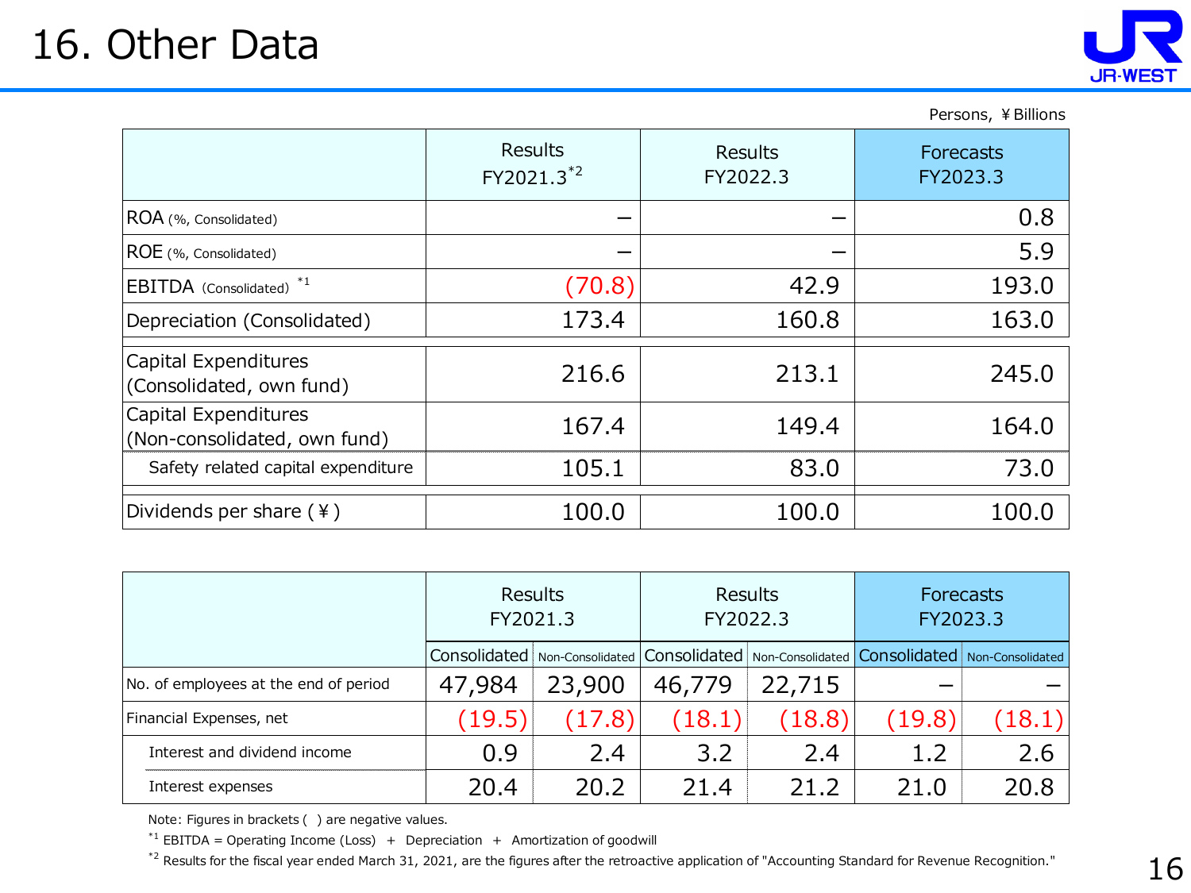# 16. Other Data

Persons, ¥Billions

| | Results FY2021.3[*2] | Results FY2022.3 | Forecasts FY2023.3 |
|---|---|---|---|
| ROA (%, Consolidated) | − | − | 0.8 |
| ROE (%, Consolidated) | − | − | 5.9 |
| EBITDA (Consolidated) [*1] | (70.8) | 42.9 | 193.0 |
| Depreciation (Consolidated) | 173.4 | 160.8 | 163.0 |
| Capital Expenditures (Consolidated, own fund) | 216.6 | 213.1 | 245.0 |
| Capital Expenditures (Non-consolidated, own fund) | 167.4 | 149.4 | 164.0 |
| Safety related capital expenditure | 105.1 | 83.0 | 73.0 |
| Dividends per share (¥) | 100.0 | 100.0 | 100.0 |

| | Results FY2021.3 | | Results FY2022.3 | | Forecasts FY2023.3 | |
|---|---|---|---|---|---|---|
| | Consolidated | Non-Consolidated | Consolidated | Non-Consolidated | Consolidated | Non-Consolidated |
| No. of employees at the end of period | 47,984 | 23,900 | 46,779 | 22,715 | − | − |
| Financial Expenses, net | (19.5) | (17.8) | (18.1) | (18.8) | (19.8) | (18.1) |
| Interest and dividend income | 0.9 | 2.4 | 3.2 | 2.4 | 1.2 | 2.6 |
| Interest expenses | 20.4 | 20.2 | 21.4 | 21.2 | 21.0 | 20.8 |

Note: Figures in brackets ( ) are negative values.

[*1] EBITDA = Operating Income (Loss) ＋ Depreciation ＋ Amortization of goodwill

[*2] Results for the fiscal year ended March 31, 2021, are the figures after the retroactive application of "Accounting Standard for Revenue Recognition."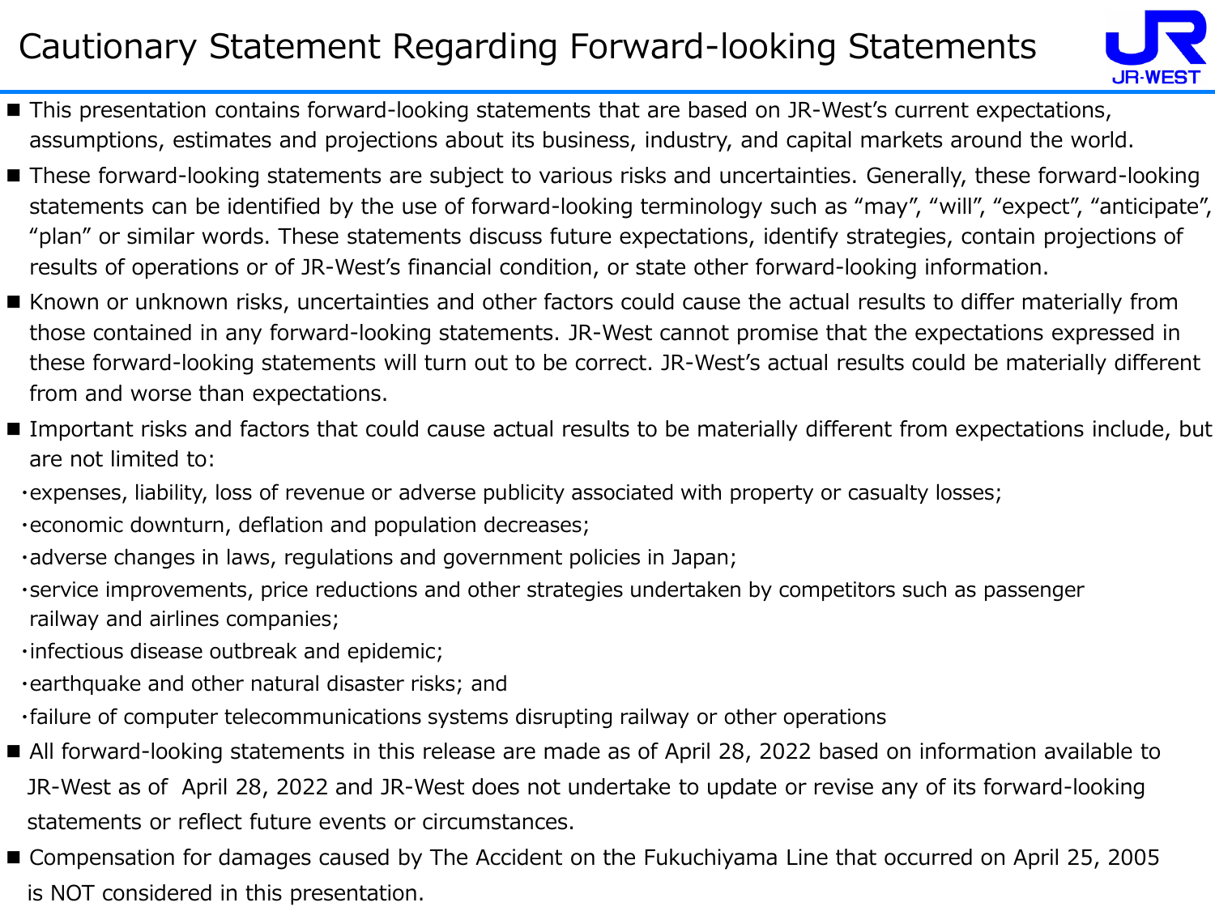# Cautionary Statement Regarding Forward-looking Statements

- This presentation contains forward-looking statements that are based on JR-West's current expectations, assumptions, estimates and projections about its business, industry, and capital markets around the world.
- These forward-looking statements are subject to various risks and uncertainties. Generally, these forward-looking statements can be identified by the use of forward-looking terminology such as "may", "will", "expect", "anticipate", "plan" or similar words. These statements discuss future expectations, identify strategies, contain projections of results of operations or of JR-West's financial condition, or state other forward-looking information.
- Known or unknown risks, uncertainties and other factors could cause the actual results to differ materially from those contained in any forward-looking statements. JR-West cannot promise that the expectations expressed in these forward-looking statements will turn out to be correct. JR-West's actual results could be materially different from and worse than expectations.
- Important risks and factors that could cause actual results to be materially different from expectations include, but are not limited to:
  - expenses, liability, loss of revenue or adverse publicity associated with property or casualty losses;
  - economic downturn, deflation and population decreases;
  - adverse changes in laws, regulations and government policies in Japan;
  - service improvements, price reductions and other strategies undertaken by competitors such as passenger railway and airlines companies;
  - infectious disease outbreak and epidemic;
  - earthquake and other natural disaster risks; and
  - failure of computer telecommunications systems disrupting railway or other operations
- All forward-looking statements in this release are made as of April 28, 2022 based on information available to JR-West as of April 28, 2022 and JR-West does not undertake to update or revise any of its forward-looking statements or reflect future events or circumstances.
- Compensation for damages caused by The Accident on the Fukuchiyama Line that occurred on April 25, 2005 is NOT considered in this presentation.